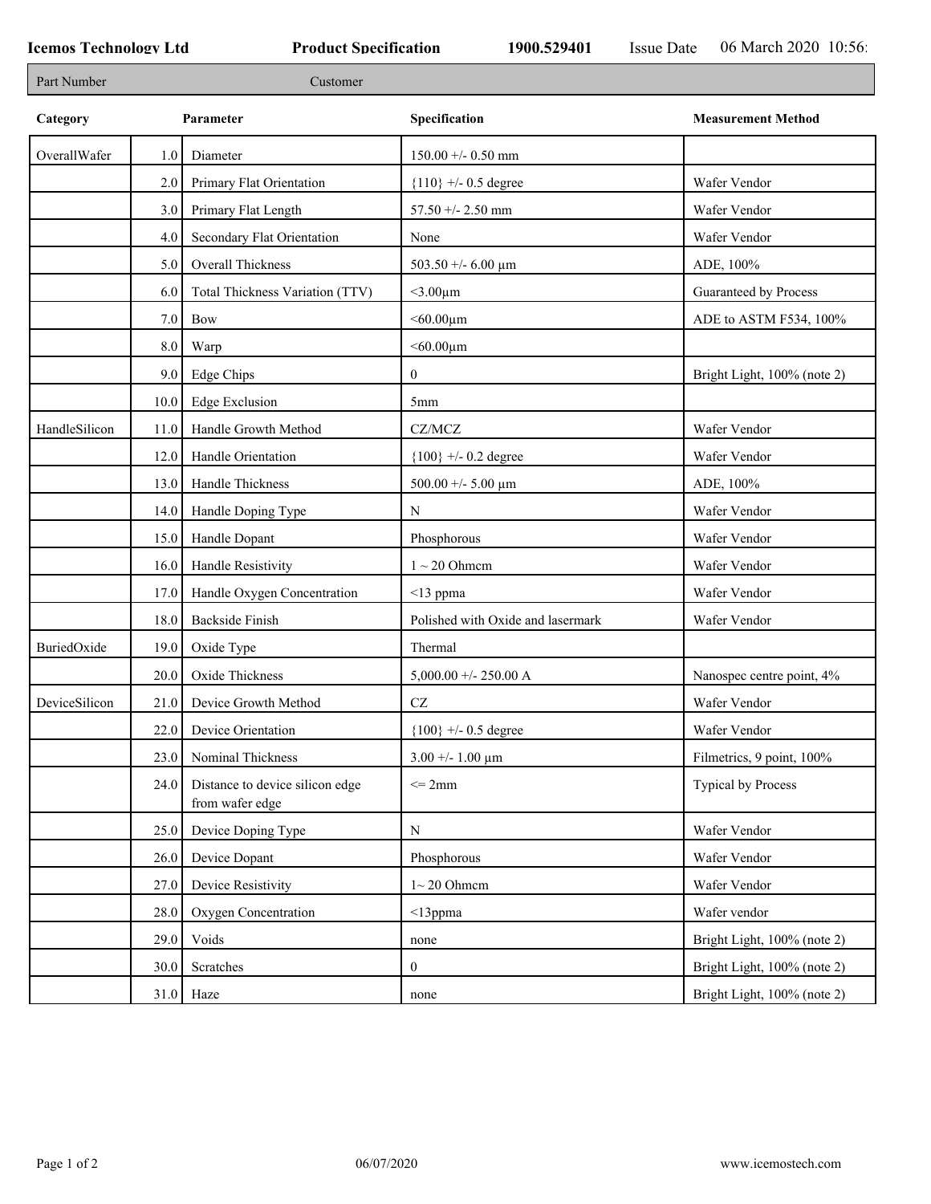**Icemos Technology Ltd** **Product Specification** **1900.529401** Issue Date 06 March 2020 10:56

| Part Number | Customer |
|---|---|

| Category | | Parameter | Specification | Measurement Method |
|---|---|---|---|---|
| OverallWafer | 1.0 | Diameter | 150.00 +/- 0.50 mm | |
| | 2.0 | Primary Flat Orientation | {110} +/- 0.5 degree | Wafer Vendor |
| | 3.0 | Primary Flat Length | 57.50 +/- 2.50 mm | Wafer Vendor |
| | 4.0 | Secondary Flat Orientation | None | Wafer Vendor |
| | 5.0 | Overall Thickness | 503.50 +/- 6.00 µm | ADE, 100% |
| | 6.0 | Total Thickness Variation (TTV) | <3.00µm | Guaranteed by Process |
| | 7.0 | Bow | <60.00µm | ADE to ASTM F534, 100% |
| | 8.0 | Warp | <60.00µm | |
| | 9.0 | Edge Chips | 0 | Bright Light, 100% (note 2) |
| | 10.0 | Edge Exclusion | 5mm | |
| HandleSilicon | 11.0 | Handle Growth Method | CZ/MCZ | Wafer Vendor |
| | 12.0 | Handle Orientation | {100} +/- 0.2 degree | Wafer Vendor |
| | 13.0 | Handle Thickness | 500.00 +/- 5.00 µm | ADE, 100% |
| | 14.0 | Handle Doping Type | N | Wafer Vendor |
| | 15.0 | Handle Dopant | Phosphorous | Wafer Vendor |
| | 16.0 | Handle Resistivity | 1 ~ 20 Ohmcm | Wafer Vendor |
| | 17.0 | Handle Oxygen Concentration | <13 ppma | Wafer Vendor |
| | 18.0 | Backside Finish | Polished with Oxide and lasermark | Wafer Vendor |
| BuriedOxide | 19.0 | Oxide Type | Thermal | |
| | 20.0 | Oxide Thickness | 5,000.00 +/- 250.00 A | Nanospec centre point, 4% |
| DeviceSilicon | 21.0 | Device Growth Method | CZ | Wafer Vendor |
| | 22.0 | Device Orientation | {100} +/- 0.5 degree | Wafer Vendor |
| | 23.0 | Nominal Thickness | 3.00 +/- 1.00 µm | Filmetrics, 9 point, 100% |
| | 24.0 | Distance to device silicon edge from wafer edge | <= 2mm | Typical by Process |
| | 25.0 | Device Doping Type | N | Wafer Vendor |
| | 26.0 | Device Dopant | Phosphorous | Wafer Vendor |
| | 27.0 | Device Resistivity | 1~ 20 Ohmcm | Wafer Vendor |
| | 28.0 | Oxygen Concentration | <13ppma | Wafer vendor |
| | 29.0 | Voids | none | Bright Light, 100% (note 2) |
| | 30.0 | Scratches | 0 | Bright Light, 100% (note 2) |
| | 31.0 | Haze | none | Bright Light, 100% (note 2) |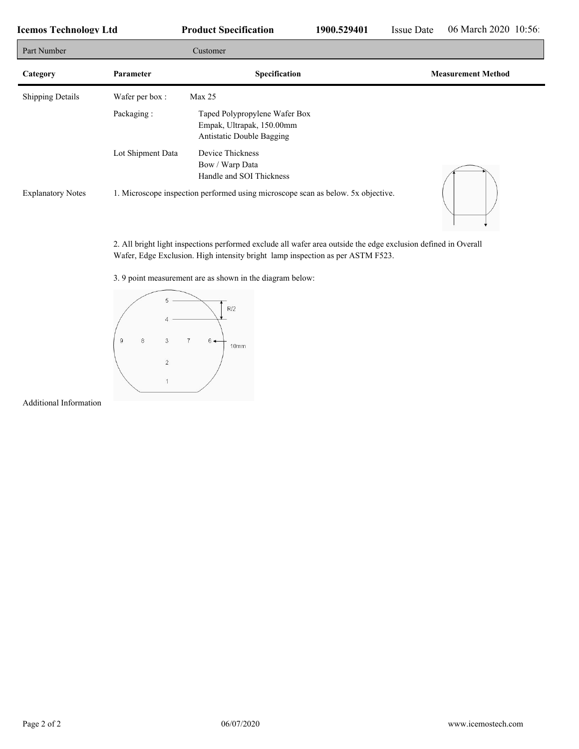| Part Number | Customer | | |
|---|---|---|---|
| **Category** | **Parameter** | **Specification** | **Measurement Method** |
| Shipping Details | Wafer per box : | Max 25 | |
| | Packaging : | Taped Polypropylene Wafer Box<br>Empak, Ultrapak, 150.00mm<br>Antistatic Double Bagging | |
| | Lot Shipment Data | Device Thickness<br>Bow / Warp Data<br>Handle and SOI Thickness | |
| Explanatory Notes | 1. Microscope inspection performed using microscope scan as below. 5x objective. | | |

2. All bright light inspections performed exclude all wafer area outside the edge exclusion defined in Overall Wafer, Edge Exclusion. High intensity bright lamp inspection as per ASTM F523.

3. 9 point measurement are as shown in the diagram below:

5
R/2
4
9 8 3 7 6
10mm
2
1

Additional Information